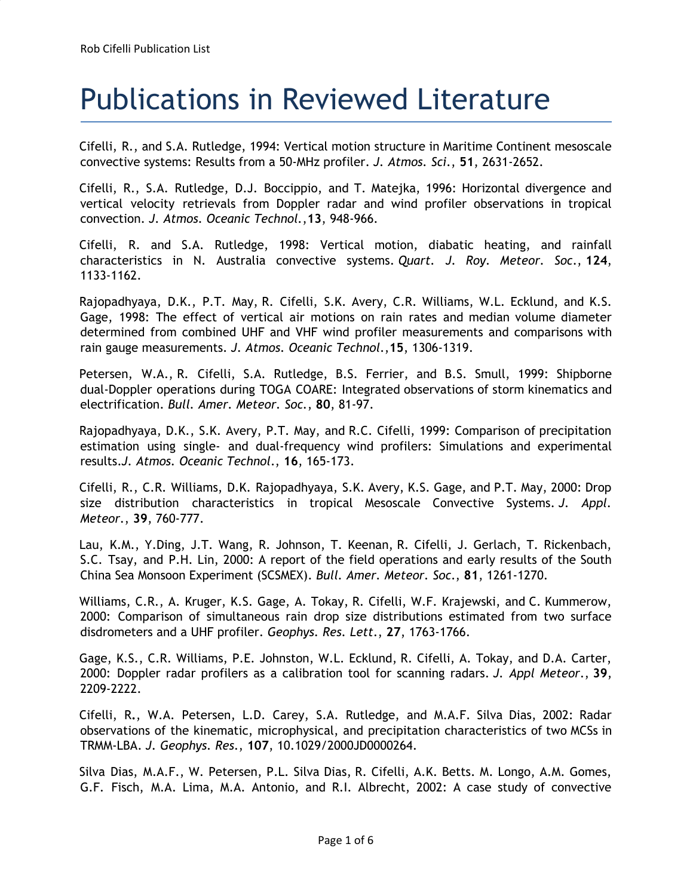# Publications in Reviewed Literature

Cifelli, R., and S.A. Rutledge, 1994: Vertical motion structure in Maritime Continent mesoscale convective systems: Results from a 50-MHz profiler. *J. Atmos. Sci.*, **51**, 2631-2652.

Cifelli, R., S.A. Rutledge, D.J. Boccippio, and T. Matejka, 1996: Horizontal divergence and vertical velocity retrievals from Doppler radar and wind profiler observations in tropical convection. *J. Atmos. Oceanic Technol.*,**13**, 948-966.

Cifelli, R. and S.A. Rutledge, 1998: Vertical motion, diabatic heating, and rainfall characteristics in N. Australia convective systems. *Quart. J. Roy. Meteor. Soc.*, **124**, 1133-1162.

Rajopadhyaya, D.K., P.T. May, R. Cifelli, S.K. Avery, C.R. Williams, W.L. Ecklund, and K.S. Gage, 1998: The effect of vertical air motions on rain rates and median volume diameter determined from combined UHF and VHF wind profiler measurements and comparisons with rain gauge measurements. *J. Atmos. Oceanic Technol.*,**15**, 1306-1319.

Petersen, W.A., R. Cifelli, S.A. Rutledge, B.S. Ferrier, and B.S. Smull, 1999: Shipborne dual-Doppler operations during TOGA COARE: Integrated observations of storm kinematics and electrification. *Bull. Amer. Meteor. Soc.*, **80**, 81-97.

Rajopadhyaya, D.K., S.K. Avery, P.T. May, and R.C. Cifelli, 1999: Comparison of precipitation estimation using single- and dual-frequency wind profilers: Simulations and experimental results.*J. Atmos. Oceanic Technol.*, **16**, 165-173.

Cifelli, R., C.R. Williams, D.K. Rajopadhyaya, S.K. Avery, K.S. Gage, and P.T. May, 2000: Drop size distribution characteristics in tropical Mesoscale Convective Systems. *J. Appl. Meteor.*, **39**, 760-777.

Lau, K.M., Y.Ding, J.T. Wang, R. Johnson, T. Keenan, R. Cifelli, J. Gerlach, T. Rickenbach, S.C. Tsay, and P.H. Lin, 2000: A report of the field operations and early results of the South China Sea Monsoon Experiment (SCSMEX). *Bull. Amer. Meteor. Soc.*, **81**, 1261-1270.

Williams, C.R., A. Kruger, K.S. Gage, A. Tokay, R. Cifelli, W.F. Krajewski, and C. Kummerow, 2000: Comparison of simultaneous rain drop size distributions estimated from two surface disdrometers and a UHF profiler. *Geophys. Res. Lett.*, **27**, 1763-1766.

Gage, K.S., C.R. Williams, P.E. Johnston, W.L. Ecklund, R. Cifelli, A. Tokay, and D.A. Carter, 2000: Doppler radar profilers as a calibration tool for scanning radars. *J. Appl Meteor.*, **39**, 2209-2222.

Cifelli, R., W.A. Petersen, L.D. Carey, S.A. Rutledge, and M.A.F. Silva Dias, 2002: Radar observations of the kinematic, microphysical, and precipitation characteristics of two MCSs in TRMM-LBA. *J. Geophys. Res.*, **107**, 10.1029/2000JD0000264.

Silva Dias, M.A.F., W. Petersen, P.L. Silva Dias, R. Cifelli, A.K. Betts. M. Longo, A.M. Gomes, G.F. Fisch, M.A. Lima, M.A. Antonio, and R.I. Albrecht, 2002: A case study of convective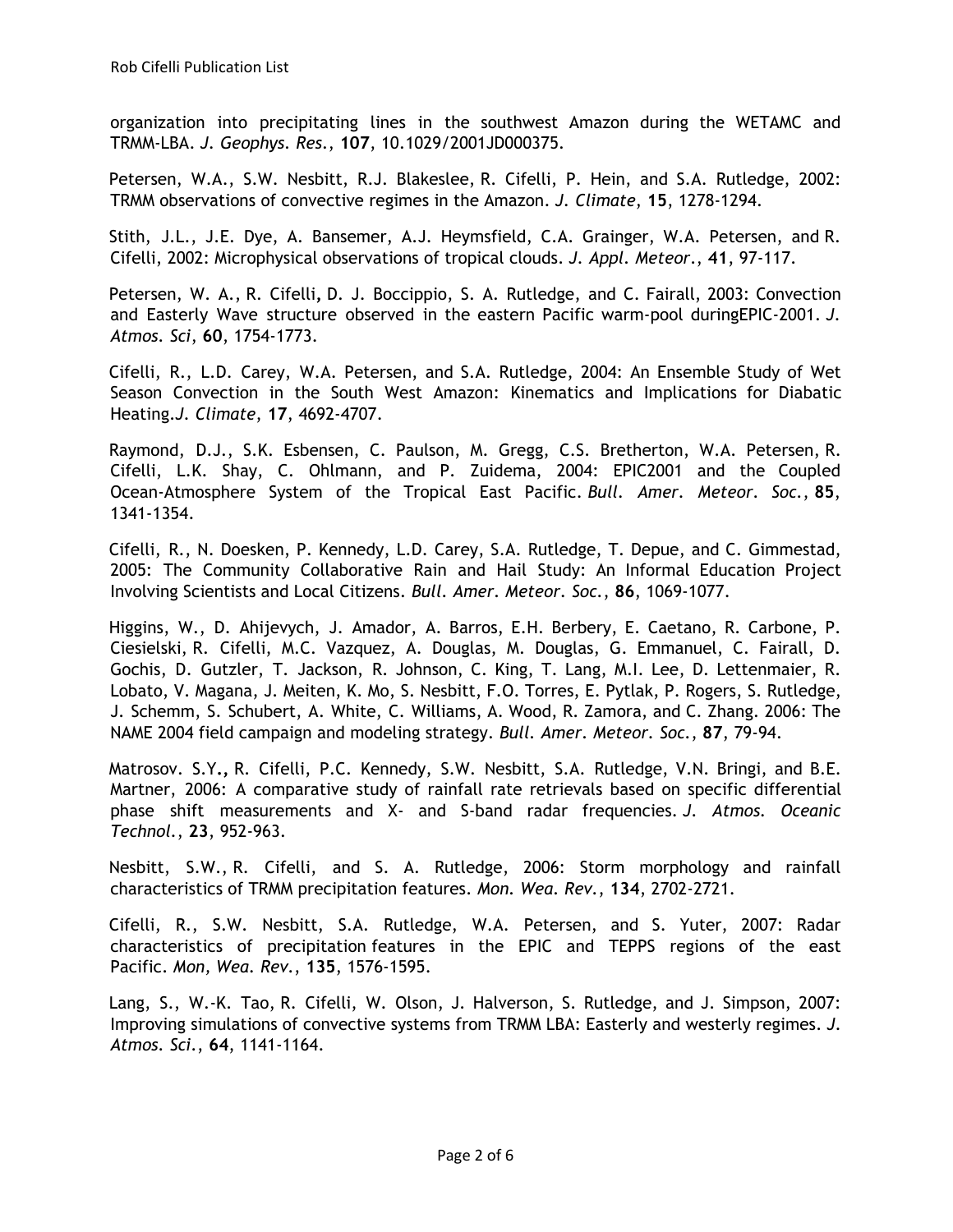organization into precipitating lines in the southwest Amazon during the WETAMC and TRMM-LBA. *J. Geophys. Res.*, **107**, 10.1029/2001JD000375.

Petersen, W.A., S.W. Nesbitt, R.J. Blakeslee, R. Cifelli, P. Hein, and S.A. Rutledge, 2002: TRMM observations of convective regimes in the Amazon. *J. Climate*, **15**, 1278-1294.

Stith, J.L., J.E. Dye, A. Bansemer, A.J. Heymsfield, C.A. Grainger, W.A. Petersen, and R. Cifelli, 2002: Microphysical observations of tropical clouds. *J. Appl. Meteor.*, **41**, 97-117.

Petersen, W. A., R. Cifelli**,** D. J. Boccippio, S. A. Rutledge, and C. Fairall, 2003: Convection and Easterly Wave structure observed in the eastern Pacific warm-pool duringEPIC-2001. *J. Atmos. Sci*, **60**, 1754-1773.

Cifelli, R., L.D. Carey, W.A. Petersen, and S.A. Rutledge, 2004: An Ensemble Study of Wet Season Convection in the South West Amazon: Kinematics and Implications for Diabatic Heating.*J. Climate*, **17**, 4692-4707.

Raymond, D.J., S.K. Esbensen, C. Paulson, M. Gregg, C.S. Bretherton, W.A. Petersen, R. Cifelli, L.K. Shay, C. Ohlmann, and P. Zuidema, 2004: EPIC2001 and the Coupled Ocean-Atmosphere System of the Tropical East Pacific. *Bull. Amer. Meteor. Soc.*, **85**, 1341-1354.

Cifelli, R., N. Doesken, P. Kennedy, L.D. Carey, S.A. Rutledge, T. Depue, and C. Gimmestad, 2005: The Community Collaborative Rain and Hail Study: An Informal Education Project Involving Scientists and Local Citizens. *Bull. Amer. Meteor. Soc.*, **86**, 1069-1077.

Higgins, W., D. Ahijevych, J. Amador, A. Barros, E.H. Berbery, E. Caetano, R. Carbone, P. Ciesielski, R. Cifelli, M.C. Vazquez, A. Douglas, M. Douglas, G. Emmanuel, C. Fairall, D. Gochis, D. Gutzler, T. Jackson, R. Johnson, C. King, T. Lang, M.I. Lee, D. Lettenmaier, R. Lobato, V. Magana, J. Meiten, K. Mo, S. Nesbitt, F.O. Torres, E. Pytlak, P. Rogers, S. Rutledge, J. Schemm, S. Schubert, A. White, C. Williams, A. Wood, R. Zamora, and C. Zhang. 2006: The NAME 2004 field campaign and modeling strategy. *Bull. Amer. Meteor. Soc.*, **87**, 79-94.

Matrosov. S.Y**.,** R. Cifelli, P.C. Kennedy, S.W. Nesbitt, S.A. Rutledge, V.N. Bringi, and B.E. Martner, 2006: A comparative study of rainfall rate retrievals based on specific differential phase shift measurements and X- and S-band radar frequencies. *J. Atmos. Oceanic Technol.*, **23**, 952-963.

Nesbitt, S.W., R. Cifelli, and S. A. Rutledge, 2006: Storm morphology and rainfall characteristics of TRMM precipitation features. *Mon. Wea. Rev.*, **134**, 2702-2721.

Cifelli, R., S.W. Nesbitt, S.A. Rutledge, W.A. Petersen, and S. Yuter, 2007: Radar characteristics of precipitation features in the EPIC and TEPPS regions of the east Pacific. *Mon, Wea. Rev.*, **135**, 1576-1595.

Lang, S., W.-K. Tao, R. Cifelli, W. Olson, J. Halverson, S. Rutledge, and J. Simpson, 2007: Improving simulations of convective systems from TRMM LBA: Easterly and westerly regimes. *J. Atmos. Sci.*, **64**, 1141-1164.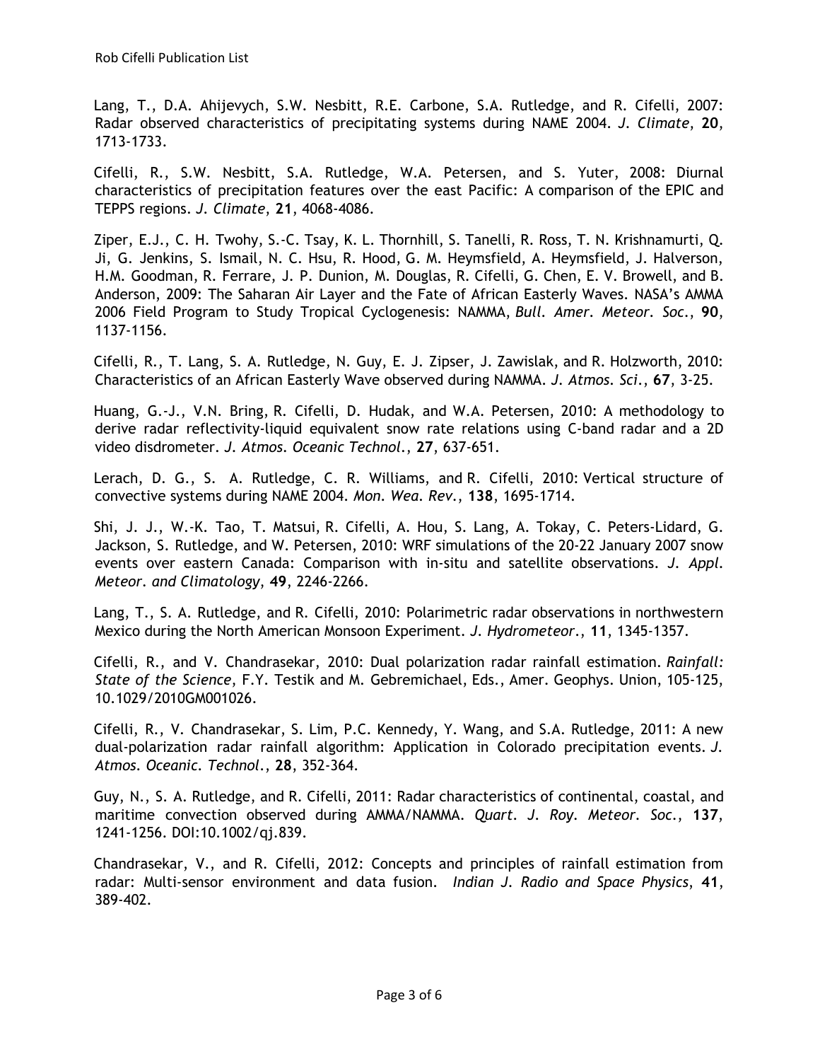Lang, T., D.A. Ahijevych, S.W. Nesbitt, R.E. Carbone, S.A. Rutledge, and R. Cifelli, 2007: Radar observed characteristics of precipitating systems during NAME 2004. *J. Climate*, **20**, 1713-1733.

Cifelli, R., S.W. Nesbitt, S.A. Rutledge, W.A. Petersen, and S. Yuter, 2008: Diurnal characteristics of precipitation features over the east Pacific: A comparison of the EPIC and TEPPS regions. *J. Climate*, **21**, 4068-4086.

Ziper, E.J., C. H. Twohy, S.-C. Tsay, K. L. Thornhill, S. Tanelli, R. Ross, T. N. Krishnamurti, Q. Ji, G. Jenkins, S. Ismail, N. C. Hsu, R. Hood, G. M. Heymsfield, A. Heymsfield, J. Halverson, H.M. Goodman, R. Ferrare, J. P. Dunion, M. Douglas, R. Cifelli, G. Chen, E. V. Browell, and B. Anderson, 2009: The Saharan Air Layer and the Fate of African Easterly Waves. NASA's AMMA 2006 Field Program to Study Tropical Cyclogenesis: NAMMA, *Bull. Amer. Meteor. Soc.*, **90**, 1137-1156.

Cifelli, R., T. Lang, S. A. Rutledge, N. Guy, E. J. Zipser, J. Zawislak, and R. Holzworth, 2010: Characteristics of an African Easterly Wave observed during NAMMA. *J. Atmos. Sci.*, **67**, 3-25.

Huang, G.-J., V.N. Bring, R. Cifelli, D. Hudak, and W.A. Petersen, 2010: A methodology to derive radar reflectivity-liquid equivalent snow rate relations using C-band radar and a 2D video disdrometer. *J. Atmos. Oceanic Technol.*, **27**, 637-651.

Lerach, D. G., S. A. Rutledge, C. R. Williams, and R. Cifelli, 2010: Vertical structure of convective systems during NAME 2004. *Mon. Wea. Rev.*, **138**, 1695-1714.

Shi, J. J., W.-K. Tao, T. Matsui, R. Cifelli, A. Hou, S. Lang, A. Tokay, C. Peters-Lidard, G. Jackson, S. Rutledge, and W. Petersen, 2010: WRF simulations of the 20-22 January 2007 snow events over eastern Canada: Comparison with in-situ and satellite observations. *J. Appl. Meteor. and Climatology*, **49**, 2246-2266.

Lang, T., S. A. Rutledge, and R. Cifelli, 2010: Polarimetric radar observations in northwestern Mexico during the North American Monsoon Experiment. *J. Hydrometeor.*, **11**, 1345-1357.

Cifelli, R., and V. Chandrasekar, 2010: Dual polarization radar rainfall estimation. *Rainfall: State of the Science*, F.Y. Testik and M. Gebremichael, Eds., Amer. Geophys. Union, 105-125, 10.1029/2010GM001026.

Cifelli, R., V. Chandrasekar, S. Lim, P.C. Kennedy, Y. Wang, and S.A. Rutledge, 2011: A new dual-polarization radar rainfall algorithm: Application in Colorado precipitation events. *J. Atmos. Oceanic. Technol.*, **28**, 352-364.

Guy, N., S. A. Rutledge, and R. Cifelli, 2011: Radar characteristics of continental, coastal, and maritime convection observed during AMMA/NAMMA. *Quart. J. Roy. Meteor. Soc.*, **137**, 1241-1256. DOI:10.1002/qj.839.

Chandrasekar, V., and R. Cifelli, 2012: Concepts and principles of rainfall estimation from radar: Multi-sensor environment and data fusion. *Indian J. Radio and Space Physics*, **41**, 389-402.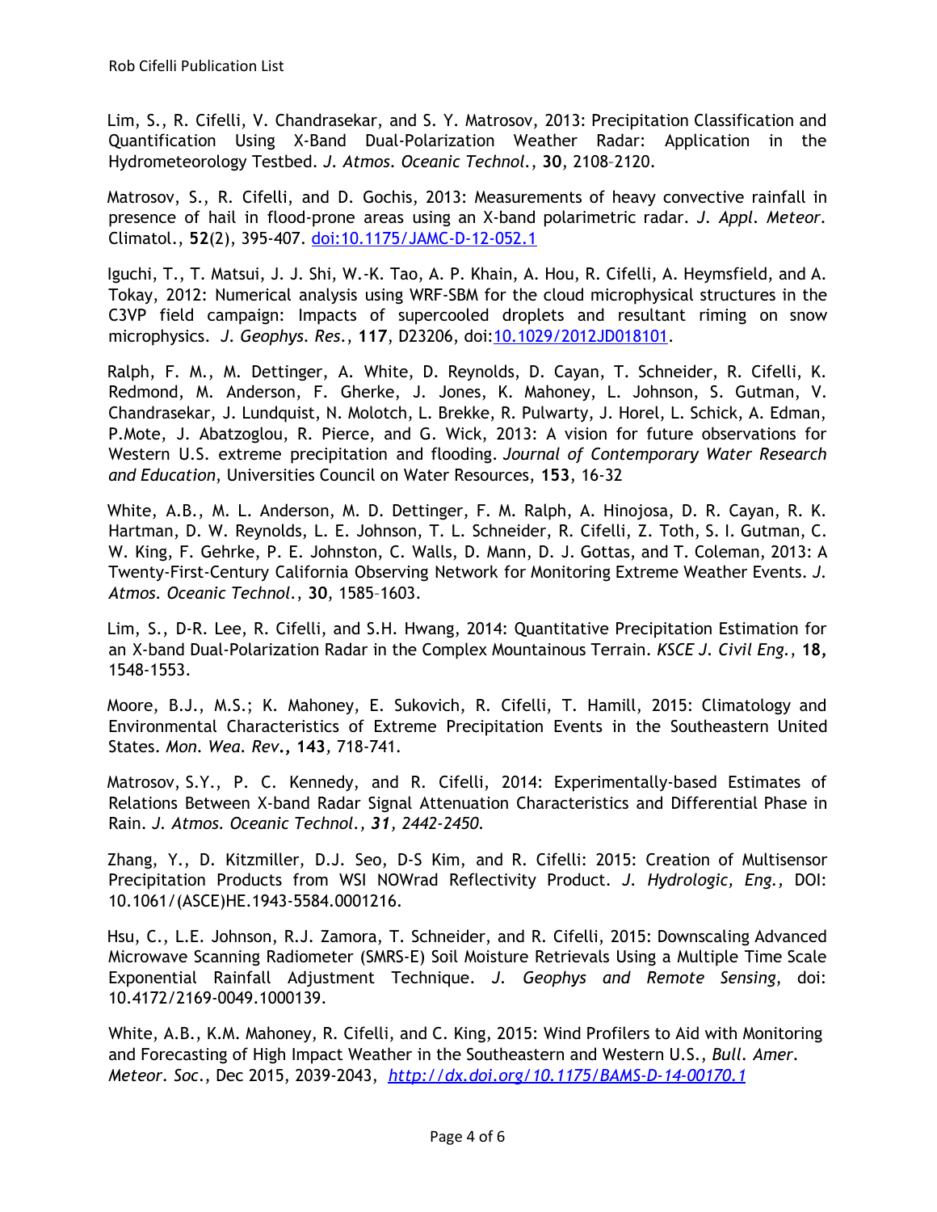Lim, S., R. Cifelli, V. Chandrasekar, and S. Y. Matrosov, 2013: Precipitation Classification and Quantification Using X-Band Dual-Polarization Weather Radar: Application in the Hydrometeorology Testbed. *J. Atmos. Oceanic Technol.*, **30**, 2108–2120.

Matrosov, S., R. Cifelli, and D. Gochis, 2013: Measurements of heavy convective rainfall in presence of hail in flood-prone areas using an X-band polarimetric radar. *J. Appl. Meteor.* Climatol., **52**(2), 395-407. doi:10.1175/JAMC-D-12-052.1

Iguchi, T., T. Matsui, J. J. Shi, W.-K. Tao, A. P. Khain, A. Hou, R. Cifelli, A. Heymsfield, and A. Tokay, 2012: Numerical analysis using WRF-SBM for the cloud microphysical structures in the C3VP field campaign: Impacts of supercooled droplets and resultant riming on snow microphysics. *J. Geophys. Res.*, **117**, D23206, doi:10.1029/2012JD018101.

Ralph, F. M., M. Dettinger, A. White, D. Reynolds, D. Cayan, T. Schneider, R. Cifelli, K. Redmond, M. Anderson, F. Gherke, J. Jones, K. Mahoney, L. Johnson, S. Gutman, V. Chandrasekar, J. Lundquist, N. Molotch, L. Brekke, R. Pulwarty, J. Horel, L. Schick, A. Edman, P.Mote, J. Abatzoglou, R. Pierce, and G. Wick, 2013: A vision for future observations for Western U.S. extreme precipitation and flooding. *Journal of Contemporary Water Research and Education*, Universities Council on Water Resources, **153**, 16-32

White, A.B., M. L. Anderson, M. D. Dettinger, F. M. Ralph, A. Hinojosa, D. R. Cayan, R. K. Hartman, D. W. Reynolds, L. E. Johnson, T. L. Schneider, R. Cifelli, Z. Toth, S. I. Gutman, C. W. King, F. Gehrke, P. E. Johnston, C. Walls, D. Mann, D. J. Gottas, and T. Coleman, 2013: A Twenty-First-Century California Observing Network for Monitoring Extreme Weather Events. *J. Atmos. Oceanic Technol.*, **30**, 1585–1603.

Lim, S., D-R. Lee, R. Cifelli, and S.H. Hwang, 2014: Quantitative Precipitation Estimation for an X-band Dual-Polarization Radar in the Complex Mountainous Terrain. *KSCE J. Civil Eng.*, **18,** 1548-1553.

Moore, B.J., M.S.; K. Mahoney, E. Sukovich, R. Cifelli, T. Hamill, 2015: Climatology and Environmental Characteristics of Extreme Precipitation Events in the Southeastern United States. *Mon. Wea. Rev.,* **143**, 718-741.

Matrosov, S.Y., P. C. Kennedy, and R. Cifelli, 2014: Experimentally-based Estimates of Relations Between X-band Radar Signal Attenuation Characteristics and Differential Phase in Rain. *J. Atmos. Oceanic Technol., **31**, 2442-2450.*

Zhang, Y., D. Kitzmiller, D.J. Seo, D-S Kim, and R. Cifelli: 2015: Creation of Multisensor Precipitation Products from WSI NOWrad Reflectivity Product. *J. Hydrologic, Eng.,* DOI: 10.1061/(ASCE)HE.1943-5584.0001216.

Hsu, C., L.E. Johnson, R.J. Zamora, T. Schneider, and R. Cifelli, 2015: Downscaling Advanced Microwave Scanning Radiometer (SMRS-E) Soil Moisture Retrievals Using a Multiple Time Scale Exponential Rainfall Adjustment Technique. *J. Geophys and Remote Sensing*, doi: 10.4172/2169-0049.1000139.

White, A.B., K.M. Mahoney, R. Cifelli, and C. King, 2015: Wind Profilers to Aid with Monitoring and Forecasting of High Impact Weather in the Southeastern and Western U.S., *Bull. Amer. Meteor. Soc.*, Dec 2015, 2039-2043, *http://dx.doi.org/10.1175/BAMS-D-14-00170.1*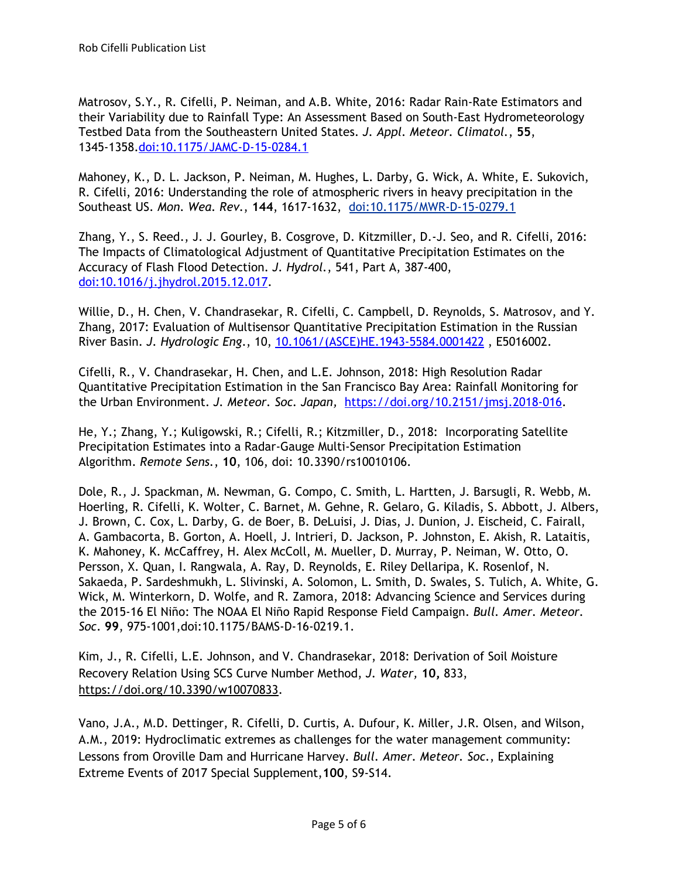Matrosov, S.Y., R. Cifelli, P. Neiman, and A.B. White, 2016: Radar Rain-Rate Estimators and their Variability due to Rainfall Type: An Assessment Based on South-East Hydrometeorology Testbed Data from the Southeastern United States. *J. Appl. Meteor. Climatol.*, **55**, 1345-1358.doi:10.1175/JAMC-D-15-0284.1

Mahoney, K., D. L. Jackson, P. Neiman, M. Hughes, L. Darby, G. Wick, A. White, E. Sukovich, R. Cifelli, 2016: Understanding the role of atmospheric rivers in heavy precipitation in the Southeast US. *Mon. Wea. Rev.*, **144**, 1617-1632, doi:10.1175/MWR-D-15-0279.1

Zhang, Y., S. Reed., J. J. Gourley, B. Cosgrove, D. Kitzmiller, D.-J. Seo, and R. Cifelli, 2016: The Impacts of Climatological Adjustment of Quantitative Precipitation Estimates on the Accuracy of Flash Flood Detection. *J. Hydrol.*, 541, Part A, 387-400, doi:10.1016/j.jhydrol.2015.12.017.

Willie, D., H. Chen, V. Chandrasekar, R. Cifelli, C. Campbell, D. Reynolds, S. Matrosov, and Y. Zhang, 2017: Evaluation of Multisensor Quantitative Precipitation Estimation in the Russian River Basin. *J. Hydrologic Eng.*, 10, 10.1061/(ASCE)HE.1943-5584.0001422 , E5016002.

Cifelli, R., V. Chandrasekar, H. Chen, and L.E. Johnson, 2018: High Resolution Radar Quantitative Precipitation Estimation in the San Francisco Bay Area: Rainfall Monitoring for the Urban Environment. *J. Meteor. Soc. Japan,* https://doi.org/10.2151/jmsj.2018-016.

He, Y.; Zhang, Y.; Kuligowski, R.; Cifelli, R.; Kitzmiller, D., 2018: Incorporating Satellite Precipitation Estimates into a Radar-Gauge Multi-Sensor Precipitation Estimation Algorithm. *Remote Sens.*, **10**, 106, doi: 10.3390/rs10010106.

Dole, R., J. Spackman, M. Newman, G. Compo, C. Smith, L. Hartten, J. Barsugli, R. Webb, M. Hoerling, R. Cifelli, K. Wolter, C. Barnet, M. Gehne, R. Gelaro, G. Kiladis, S. Abbott, J. Albers, J. Brown, C. Cox, L. Darby, G. de Boer, B. DeLuisi, J. Dias, J. Dunion, J. Eischeid, C. Fairall, A. Gambacorta, B. Gorton, A. Hoell, J. Intrieri, D. Jackson, P. Johnston, E. Akish, R. Lataitis, K. Mahoney, K. McCaffrey, H. Alex McColl, M. Mueller, D. Murray, P. Neiman, W. Otto, O. Persson, X. Quan, I. Rangwala, A. Ray, D. Reynolds, E. Riley Dellaripa, K. Rosenlof, N. Sakaeda, P. Sardeshmukh, L. Slivinski, A. Solomon, L. Smith, D. Swales, S. Tulich, A. White, G. Wick, M. Winterkorn, D. Wolfe, and R. Zamora, 2018: Advancing Science and Services during the 2015-16 El Niño: The NOAA El Niño Rapid Response Field Campaign. *Bull. Amer. Meteor. Soc.* **99**, 975-1001,doi:10.1175/BAMS-D-16-0219.1.

Kim, J., R. Cifelli, L.E. Johnson, and V. Chandrasekar, 2018: Derivation of Soil Moisture Recovery Relation Using SCS Curve Number Method, *J. Water,* **10,** 833, https://doi.org/10.3390/w10070833.

Vano, J.A., M.D. Dettinger, R. Cifelli, D. Curtis, A. Dufour, K. Miller, J.R. Olsen, and Wilson, A.M., 2019: Hydroclimatic extremes as challenges for the water management community: Lessons from Oroville Dam and Hurricane Harvey. *Bull. Amer. Meteor. Soc.*, Explaining Extreme Events of 2017 Special Supplement,**100**, S9-S14.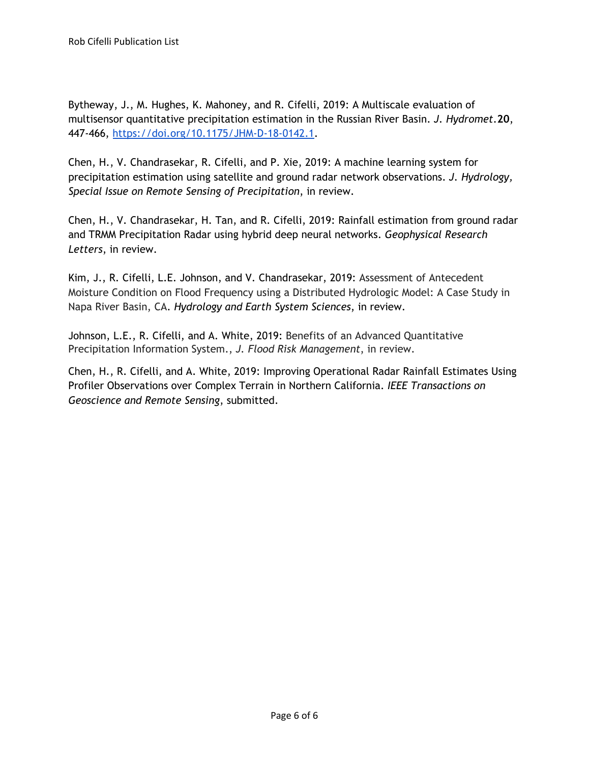Bytheway, J., M. Hughes, K. Mahoney, and R. Cifelli, 2019: A Multiscale evaluation of multisensor quantitative precipitation estimation in the Russian River Basin. *J. Hydromet*.**20**, 447-466, [https://doi.org/10.1175/JHM-D-18-0142.1](https://doi.org/10.1175/JHM-D-18-0142.1).

Chen, H., V. Chandrasekar, R. Cifelli, and P. Xie, 2019: A machine learning system for precipitation estimation using satellite and ground radar network observations. *J. Hydrology, Special Issue on Remote Sensing of Precipitation*, in review.

Chen, H., V. Chandrasekar, H. Tan, and R. Cifelli, 2019: Rainfall estimation from ground radar and TRMM Precipitation Radar using hybrid deep neural networks. *Geophysical Research Letters*, in review.

Kim, J., R. Cifelli, L.E. Johnson, and V. Chandrasekar, 2019: Assessment of Antecedent Moisture Condition on Flood Frequency using a Distributed Hydrologic Model: A Case Study in Napa River Basin, CA. *Hydrology and Earth System Sciences*, in review.

Johnson, L.E., R. Cifelli, and A. White, 2019: Benefits of an Advanced Quantitative Precipitation Information System., *J. Flood Risk Management*, in review.

Chen, H., R. Cifelli, and A. White, 2019: Improving Operational Radar Rainfall Estimates Using Profiler Observations over Complex Terrain in Northern California. *IEEE Transactions on Geoscience and Remote Sensing*, submitted.